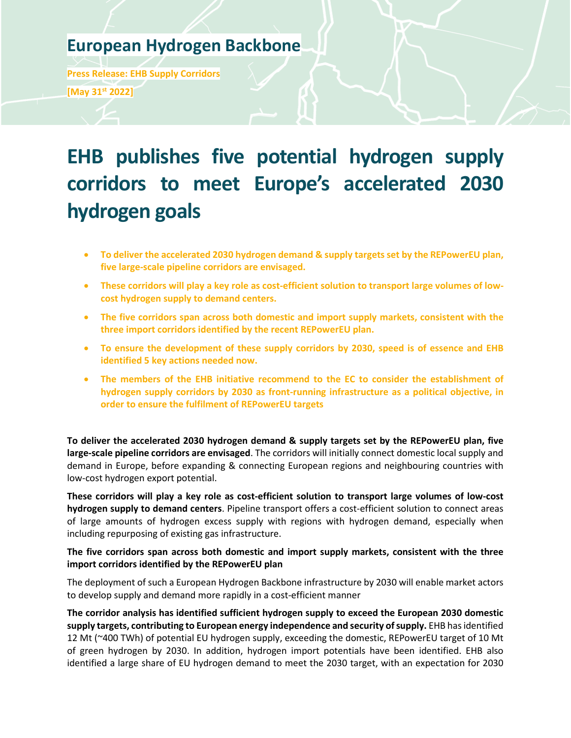# European Hydrogen Backbone

**Press Release: EHB Supply Corridors**

**[May 31st 2022]**

# EHB publishes five potential hydrogen supply corridors to meet Europe's accelerated 2030 hydrogen goals

- **To deliver the accelerated 2030 hydrogen demand & supply targets set by the REPowerEU plan, five large-scale pipeline corridors are envisaged.**
- **These corridors will play a key role as cost-efficient solution to transport large volumes of low-cost hydrogen supply to demand centers.**
- **The five corridors span across both domestic and import supply markets, consistent with the three import corridors identified by the recent REPowerEU plan.**
- **To ensure the development of these supply corridors by 2030, speed is of essence and EHB identified 5 key actions needed now.**
- **The members of the EHB initiative recommend to the EC to consider the establishment of hydrogen supply corridors by 2030 as front-running infrastructure as a political objective, in order to ensure the fulfilment of REPowerEU targets**

**To deliver the accelerated 2030 hydrogen demand & supply targets set by the REPowerEU plan, five large-scale pipeline corridors are envisaged**. The corridors will initially connect domestic local supply and demand in Europe, before expanding & connecting European regions and neighbouring countries with low-cost hydrogen export potential.

**These corridors will play a key role as cost-efficient solution to transport large volumes of low-cost hydrogen supply to demand centers**. Pipeline transport offers a cost-efficient solution to connect areas of large amounts of hydrogen excess supply with regions with hydrogen demand, especially when including repurposing of existing gas infrastructure.

**The five corridors span across both domestic and import supply markets, consistent with the three import corridors identified by the REPowerEU plan**

The deployment of such a European Hydrogen Backbone infrastructure by 2030 will enable market actors to develop supply and demand more rapidly in a cost-efficient manner

**The corridor analysis has identified sufficient hydrogen supply to exceed the European 2030 domestic supply targets, contributing to European energy independence and security of supply.** EHB has identified 12 Mt (~400 TWh) of potential EU hydrogen supply, exceeding the domestic, REPowerEU target of 10 Mt of green hydrogen by 2030. In addition, hydrogen import potentials have been identified. EHB also identified a large share of EU hydrogen demand to meet the 2030 target, with an expectation for 2030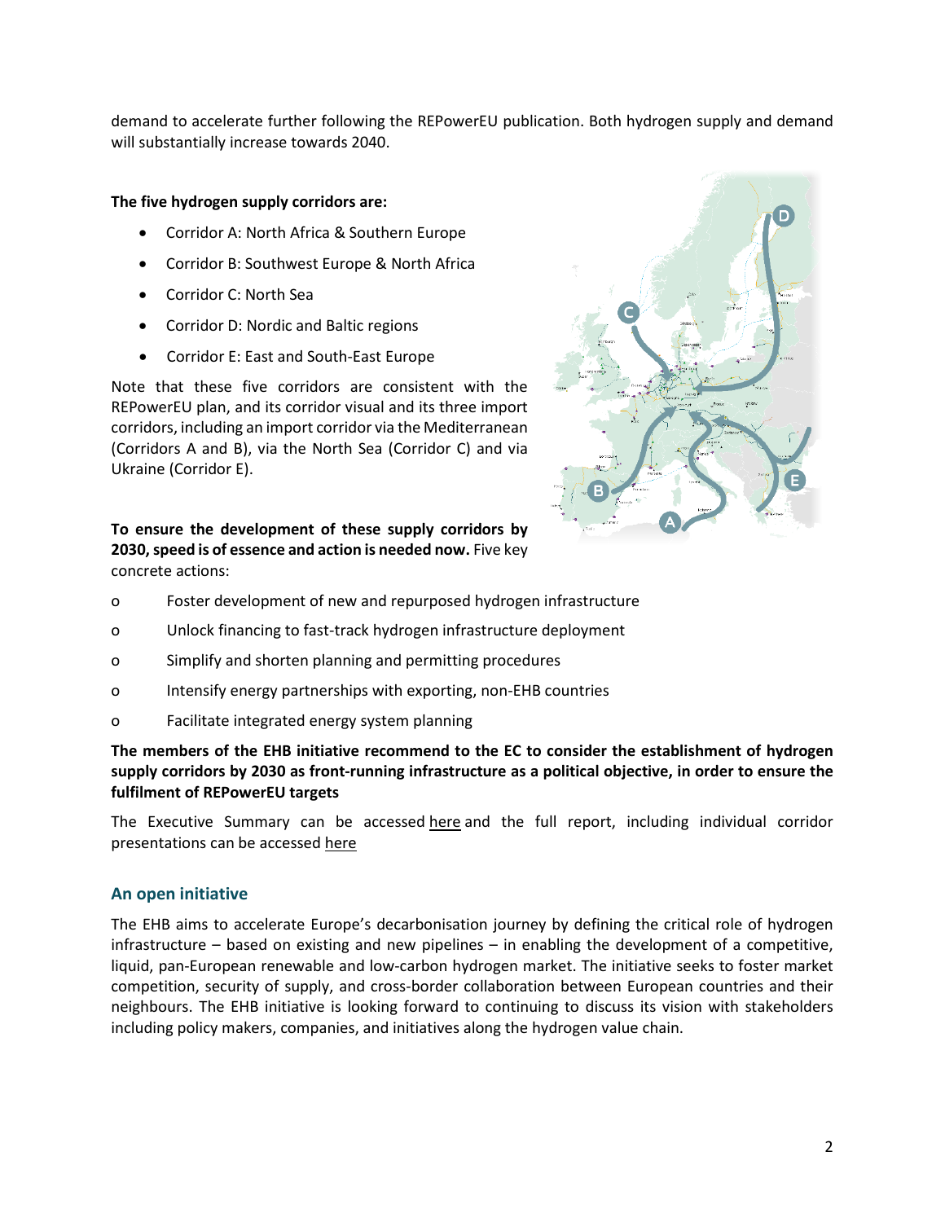demand to accelerate further following the REPowerEU publication. Both hydrogen supply and demand will substantially increase towards 2040.

**The five hydrogen supply corridors are:**

- Corridor A: North Africa & Southern Europe
- Corridor B: Southwest Europe & North Africa
- Corridor C: North Sea
- Corridor D: Nordic and Baltic regions
- Corridor E: East and South-East Europe

Note that these five corridors are consistent with the REPowerEU plan, and its corridor visual and its three import corridors, including an import corridor via the Mediterranean (Corridors A and B), via the North Sea (Corridor C) and via Ukraine (Corridor E).

**To ensure the development of these supply corridors by 2030, speed is of essence and action is needed now.** Five key concrete actions:

- Foster development of new and repurposed hydrogen infrastructure
- Unlock financing to fast-track hydrogen infrastructure deployment
- Simplify and shorten planning and permitting procedures
- Intensify energy partnerships with exporting, non-EHB countries
- Facilitate integrated energy system planning

**The members of the EHB initiative recommend to the EC to consider the establishment of hydrogen supply corridors by 2030 as front-running infrastructure as a political objective, in order to ensure the fulfilment of REPowerEU targets**

The Executive Summary can be accessed here and the full report, including individual corridor presentations can be accessed here

## An open initiative

The EHB aims to accelerate Europe's decarbonisation journey by defining the critical role of hydrogen infrastructure – based on existing and new pipelines – in enabling the development of a competitive, liquid, pan-European renewable and low-carbon hydrogen market. The initiative seeks to foster market competition, security of supply, and cross-border collaboration between European countries and their neighbours. The EHB initiative is looking forward to continuing to discuss its vision with stakeholders including policy makers, companies, and initiatives along the hydrogen value chain.